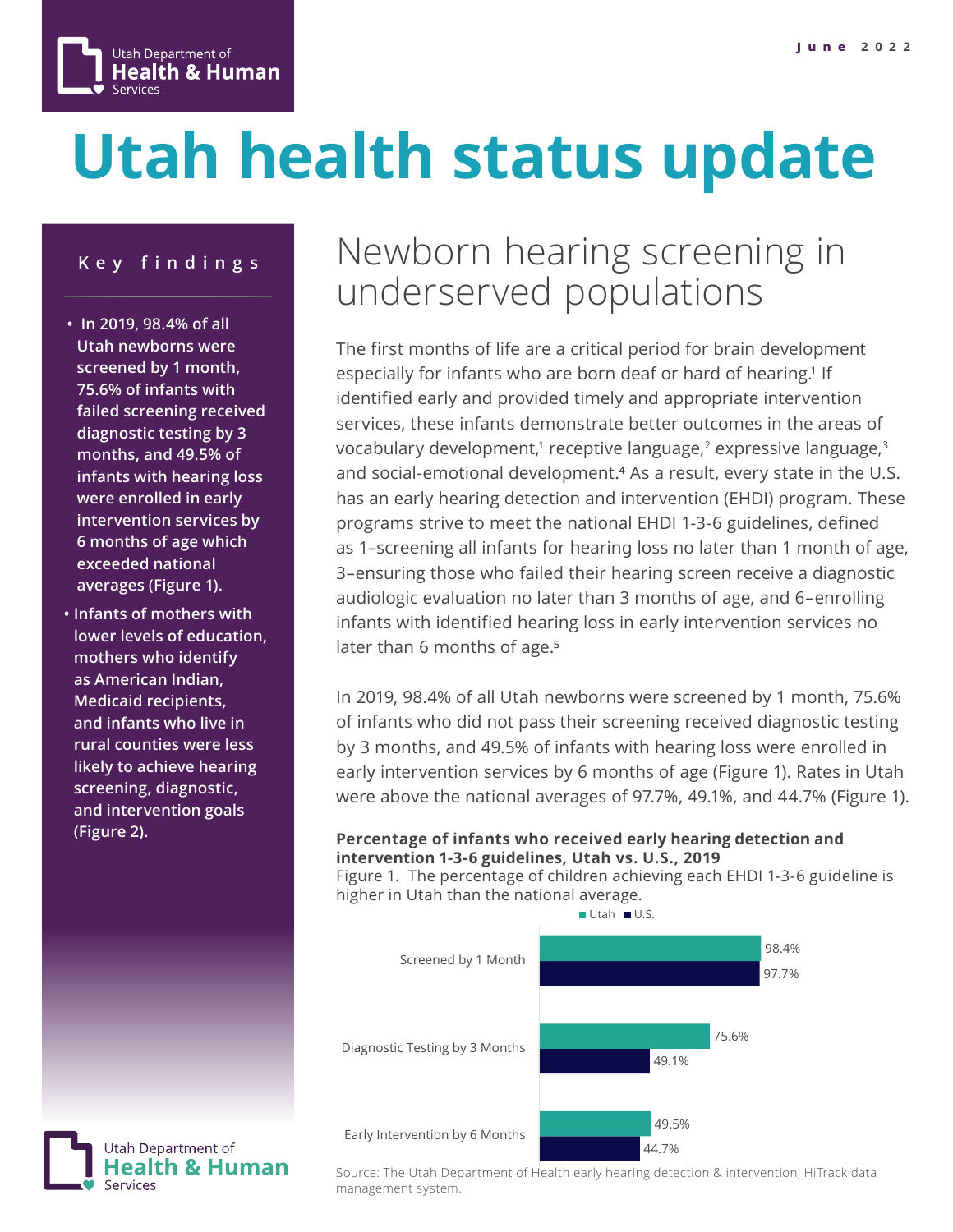Utah Department of Health & Human Services

June 2022

# Utah health status update

## Key findings

- In 2019, 98.4% of all Utah newborns were screened by 1 month, 75.6% of infants with failed screening received diagnostic testing by 3 months, and 49.5% of infants with hearing loss were enrolled in early intervention services by 6 months of age which exceeded national averages (Figure 1).
- Infants of mothers with lower levels of education, mothers who identify as American Indian, Medicaid recipients, and infants who live in rural counties were less likely to achieve hearing screening, diagnostic, and intervention goals (Figure 2).

## Newborn hearing screening in underserved populations

The first months of life are a critical period for brain development especially for infants who are born deaf or hard of hearing.[1] If identified early and provided timely and appropriate intervention services, these infants demonstrate better outcomes in the areas of vocabulary development,[1] receptive language,[2] expressive language,[3] and social-emotional development.[4] As a result, every state in the U.S. has an early hearing detection and intervention (EHDI) program. These programs strive to meet the national EHDI 1-3-6 guidelines, defined as 1–screening all infants for hearing loss no later than 1 month of age, 3–ensuring those who failed their hearing screen receive a diagnostic audiologic evaluation no later than 3 months of age, and 6–enrolling infants with identified hearing loss in early intervention services no later than 6 months of age.[5]

In 2019, 98.4% of all Utah newborns were screened by 1 month, 75.6% of infants who did not pass their screening received diagnostic testing by 3 months, and 49.5% of infants with hearing loss were enrolled in early intervention services by 6 months of age (Figure 1). Rates in Utah were above the national averages of 97.7%, 49.1%, and 44.7% (Figure 1).

**Percentage of infants who received early hearing detection and intervention 1-3-6 guidelines, Utah vs. U.S., 2019**

Figure 1. The percentage of children achieving each EHDI 1-3-6 guideline is higher in Utah than the national average.

| | Utah | U.S. |
|---|---|---|
| Screened by 1 Month | 98.4% | 97.7% |
| Diagnostic Testing by 3 Months | 75.6% | 49.1% |
| Early Intervention by 6 Months | 49.5% | 44.7% |

Source: The Utah Department of Health early hearing detection & intervention, HiTrack data management system.

Utah Department of Health & Human Services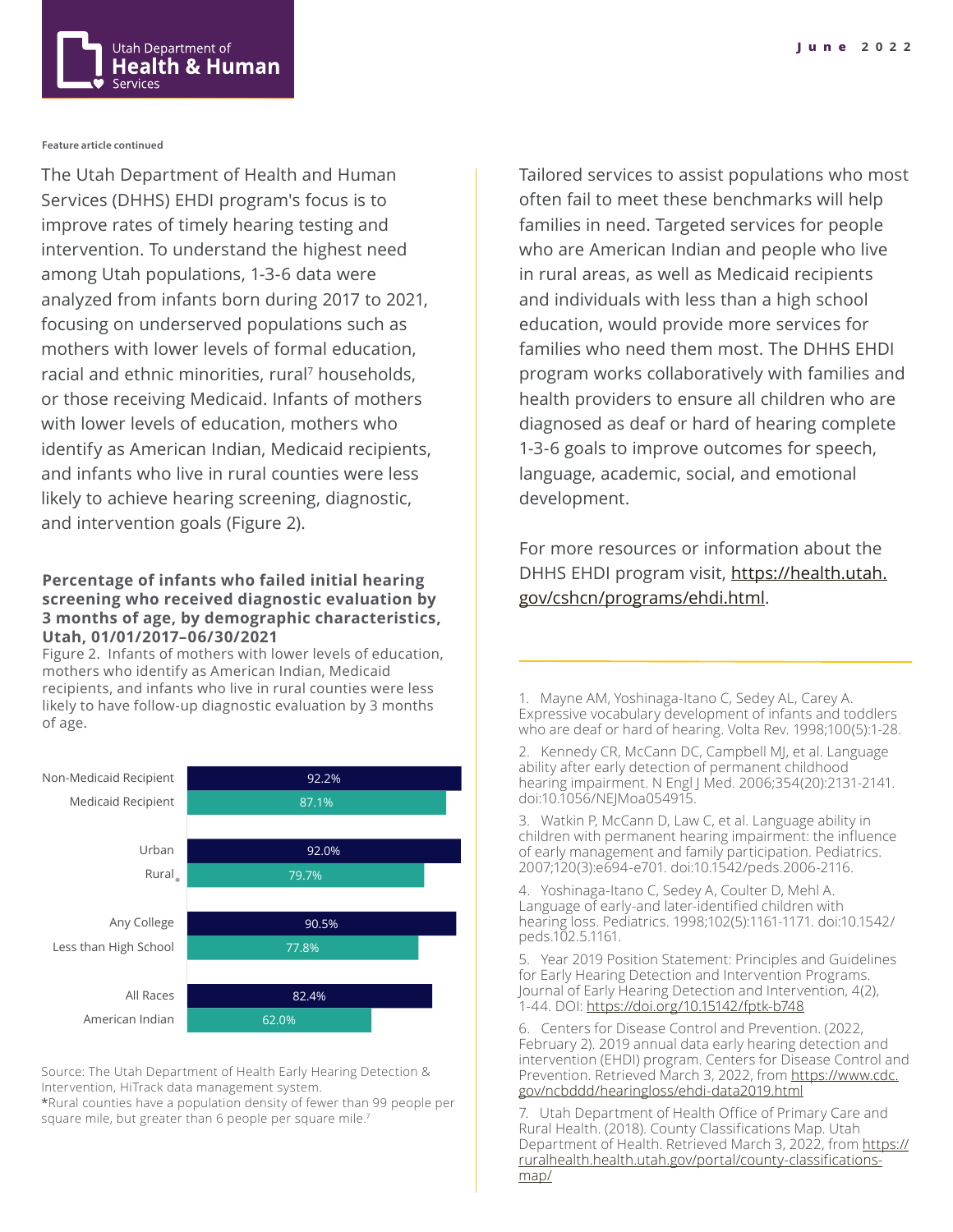Feature article continued

The Utah Department of Health and Human Services (DHHS) EHDI program's focus is to improve rates of timely hearing testing and intervention. To understand the highest need among Utah populations, 1-3-6 data were analyzed from infants born during 2017 to 2021, focusing on underserved populations such as mothers with lower levels of formal education, racial and ethnic minorities, rural[7] households, or those receiving Medicaid. Infants of mothers with lower levels of education, mothers who identify as American Indian, Medicaid recipients, and infants who live in rural counties were less likely to achieve hearing screening, diagnostic, and intervention goals (Figure 2).

**Percentage of infants who failed initial hearing screening who received diagnostic evaluation by 3 months of age, by demographic characteristics, Utah, 01/01/2017–06/30/2021**

Figure 2. Infants of mothers with lower levels of education, mothers who identify as American Indian, Medicaid recipients, and infants who live in rural counties were less likely to have follow-up diagnostic evaluation by 3 months of age.

| Characteristic | Percentage |
| --- | --- |
| Non-Medicaid Recipient | 92.2% |
| Medicaid Recipient | 87.1% |
| Urban | 92.0% |
| Rural* | 79.7% |
| Any College | 90.5% |
| Less than High School | 77.8% |
| All Races | 82.4% |
| American Indian | 62.0% |

Source: The Utah Department of Health Early Hearing Detection & Intervention, HiTrack data management system.
*Rural counties have a population density of fewer than 99 people per square mile, but greater than 6 people per square mile.[7]

Tailored services to assist populations who most often fail to meet these benchmarks will help families in need. Targeted services for people who are American Indian and people who live in rural areas, as well as Medicaid recipients and individuals with less than a high school education, would provide more services for families who need them most. The DHHS EHDI program works collaboratively with families and health providers to ensure all children who are diagnosed as deaf or hard of hearing complete 1-3-6 goals to improve outcomes for speech, language, academic, social, and emotional development.

For more resources or information about the DHHS EHDI program visit, https://health.utah.gov/cshcn/programs/ehdi.html.

---

1. Mayne AM, Yoshinaga-Itano C, Sedey AL, Carey A. Expressive vocabulary development of infants and toddlers who are deaf or hard of hearing. Volta Rev. 1998;100(5):1-28.
2. Kennedy CR, McCann DC, Campbell MJ, et al. Language ability after early detection of permanent childhood hearing impairment. N Engl J Med. 2006;354(20):2131-2141. doi:10.1056/NEJMoa054915.
3. Watkin P, McCann D, Law C, et al. Language ability in children with permanent hearing impairment: the influence of early management and family participation. Pediatrics. 2007;120(3):e694-e701. doi:10.1542/peds.2006-2116.
4. Yoshinaga-Itano C, Sedey A, Coulter D, Mehl A. Language of early-and later-identified children with hearing loss. Pediatrics. 1998;102(5):1161-1171. doi:10.1542/peds.102.5.1161.
5. Year 2019 Position Statement: Principles and Guidelines for Early Hearing Detection and Intervention Programs. Journal of Early Hearing Detection and Intervention, 4(2), 1-44. DOI: https://doi.org/10.15142/fptk-b748
6. Centers for Disease Control and Prevention. (2022, February 2). 2019 annual data early hearing detection and intervention (EHDI) program. Centers for Disease Control and Prevention. Retrieved March 3, 2022, from https://www.cdc.gov/ncbddd/hearingloss/ehdi-data2019.html
7. Utah Department of Health Office of Primary Care and Rural Health. (2018). County Classifications Map. Utah Department of Health. Retrieved March 3, 2022, from https://ruralhealth.health.utah.gov/portal/county-classifications-map/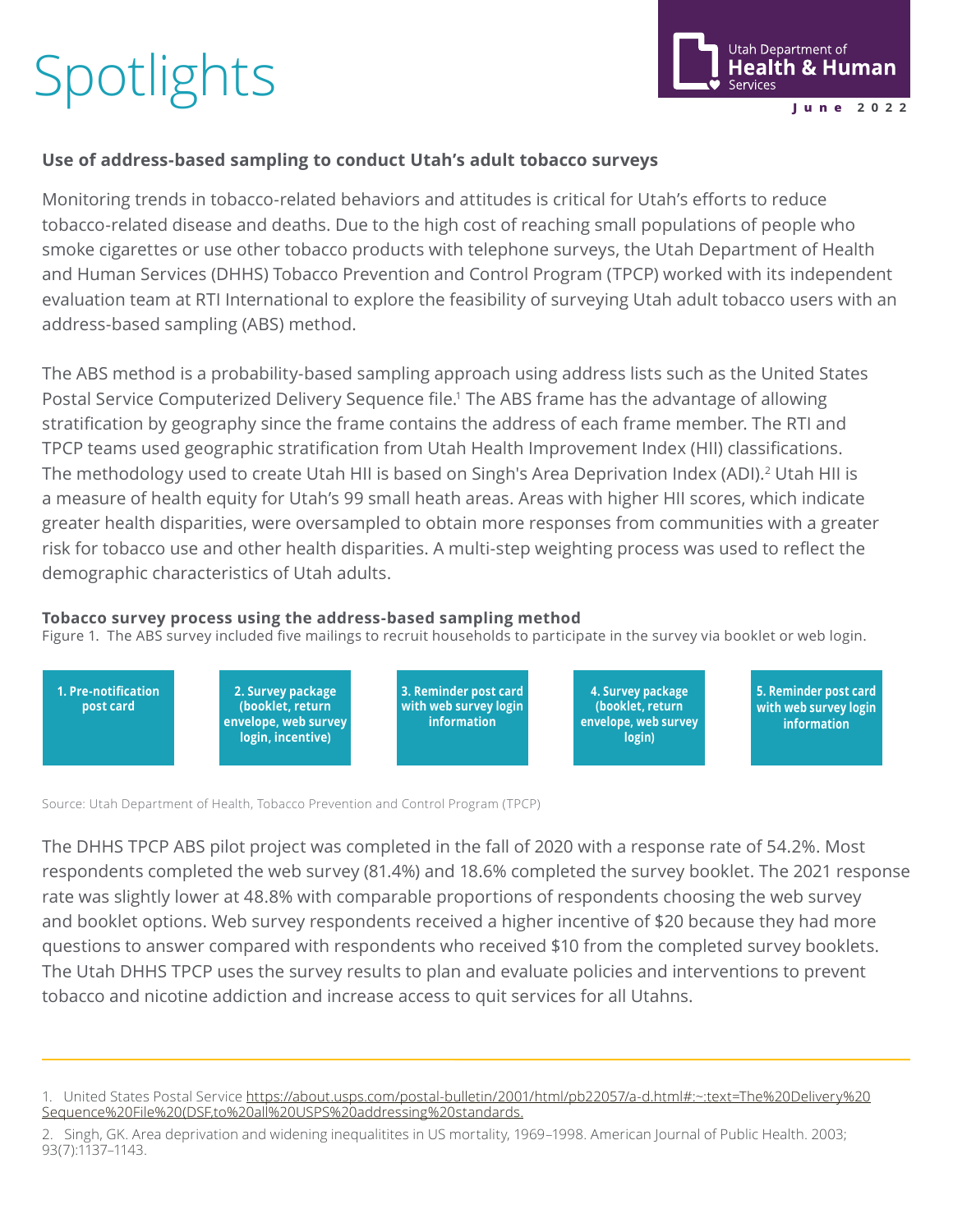# Spotlights

June 2022

### Use of address-based sampling to conduct Utah's adult tobacco surveys

Monitoring trends in tobacco-related behaviors and attitudes is critical for Utah's efforts to reduce tobacco-related disease and deaths. Due to the high cost of reaching small populations of people who smoke cigarettes or use other tobacco products with telephone surveys, the Utah Department of Health and Human Services (DHHS) Tobacco Prevention and Control Program (TPCP) worked with its independent evaluation team at RTI International to explore the feasibility of surveying Utah adult tobacco users with an address-based sampling (ABS) method.

The ABS method is a probability-based sampling approach using address lists such as the United States Postal Service Computerized Delivery Sequence file.[1] The ABS frame has the advantage of allowing stratification by geography since the frame contains the address of each frame member. The RTI and TPCP teams used geographic stratification from Utah Health Improvement Index (HII) classifications. The methodology used to create Utah HII is based on Singh's Area Deprivation Index (ADI).[2] Utah HII is a measure of health equity for Utah's 99 small heath areas. Areas with higher HII scores, which indicate greater health disparities, were oversampled to obtain more responses from communities with a greater risk for tobacco use and other health disparities. A multi-step weighting process was used to reflect the demographic characteristics of Utah adults.

**Tobacco survey process using the address-based sampling method**

Figure 1. The ABS survey included five mailings to recruit households to participate in the survey via booklet or web login.

1. Pre-notification post card
2. Survey package (booklet, return envelope, web survey login, incentive)
3. Reminder post card with web survey login information
4. Survey package (booklet, return envelope, web survey login)
5. Reminder post card with web survey login information

Source: Utah Department of Health, Tobacco Prevention and Control Program (TPCP)

The DHHS TPCP ABS pilot project was completed in the fall of 2020 with a response rate of 54.2%. Most respondents completed the web survey (81.4%) and 18.6% completed the survey booklet. The 2021 response rate was slightly lower at 48.8% with comparable proportions of respondents choosing the web survey and booklet options. Web survey respondents received a higher incentive of $20 because they had more questions to answer compared with respondents who received $10 from the completed survey booklets. The Utah DHHS TPCP uses the survey results to plan and evaluate policies and interventions to prevent tobacco and nicotine addiction and increase access to quit services for all Utahns.

---

1. United States Postal Service https://about.usps.com/postal-bulletin/2001/html/pb22057/a-d.html#:~:text=The%20Delivery%20Sequence%20File%20(DSF,to%20all%20USPS%20addressing%20standards.
2. Singh, GK. Area deprivation and widening inequalitites in US mortality, 1969–1998. American Journal of Public Health. 2003; 93(7):1137–1143.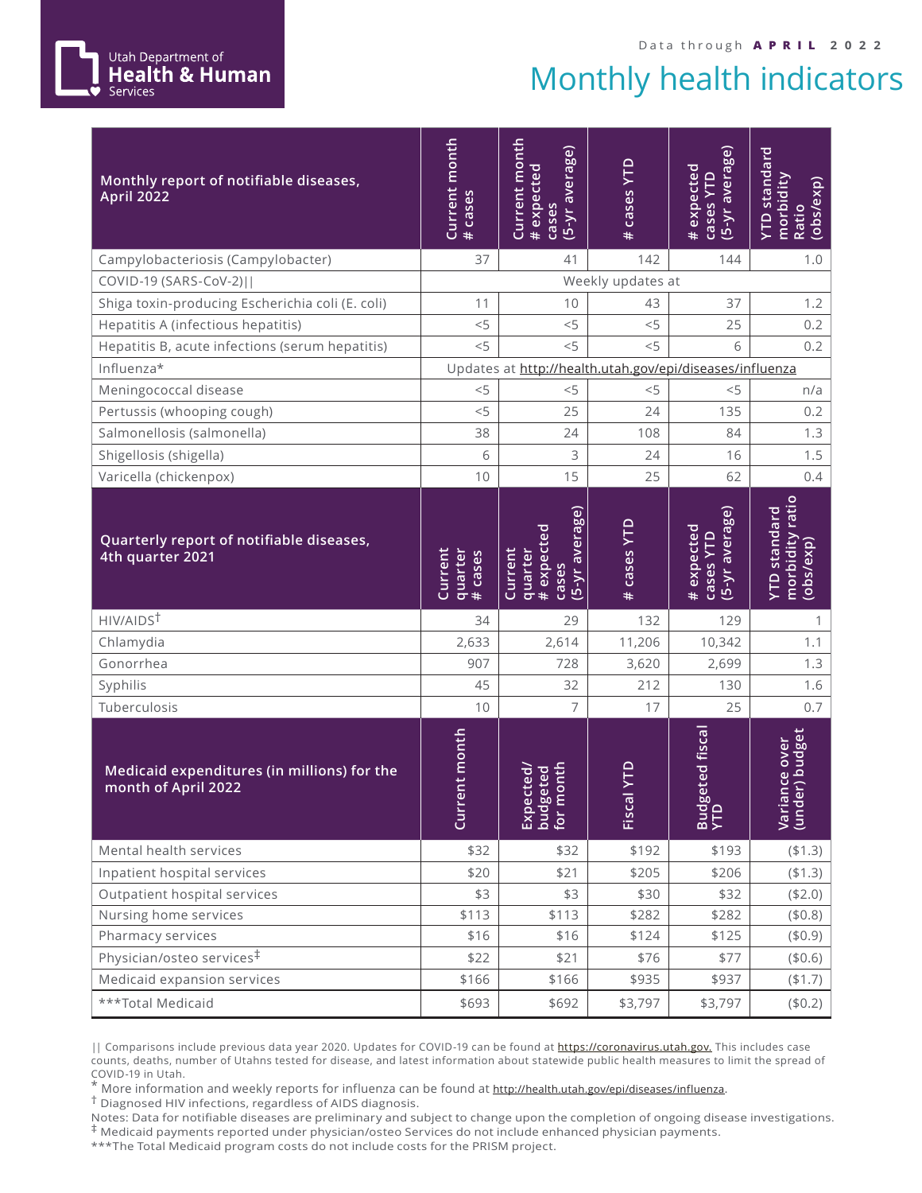Utah Department of **Health & Human** Services

Data through **APRIL 2022**

# Monthly health indicators

| Monthly report of notifiable diseases, April 2022 | Current month # cases | Current month # expected cases (5-yr average) | # cases YTD | # expected cases YTD (5-yr average) | YTD standard morbidity Ratio (obs/exp) |
|---|---|---|---|---|---|
| Campylobacteriosis (Campylobacter) | 37 | 41 | 142 | 144 | 1.0 |
| COVID-19 (SARS-CoV-2)‖ | Weekly updates at | | | | |
| Shiga toxin-producing Escherichia coli (E. coli) | 11 | 10 | 43 | 37 | 1.2 |
| Hepatitis A (infectious hepatitis) | <5 | <5 | <5 | 25 | 0.2 |
| Hepatitis B, acute infections (serum hepatitis) | <5 | <5 | <5 | 6 | 0.2 |
| Influenza* | Updates at http://health.utah.gov/epi/diseases/influenza | | | | |
| Meningococcal disease | <5 | <5 | <5 | <5 | n/a |
| Pertussis (whooping cough) | <5 | 25 | 24 | 135 | 0.2 |
| Salmonellosis (salmonella) | 38 | 24 | 108 | 84 | 1.3 |
| Shigellosis (shigella) | 6 | 3 | 24 | 16 | 1.5 |
| Varicella (chickenpox) | 10 | 15 | 25 | 62 | 0.4 |

| Quarterly report of notifiable diseases, 4th quarter 2021 | Current quarter # cases | Current quarter # expected cases (5-yr average) | # cases YTD | # expected cases YTD (5-yr average) | YTD standard morbidity ratio (obs/exp) |
|---|---|---|---|---|---|
| HIV/AIDS† | 34 | 29 | 132 | 129 | 1 |
| Chlamydia | 2,633 | 2,614 | 11,206 | 10,342 | 1.1 |
| Gonorrhea | 907 | 728 | 3,620 | 2,699 | 1.3 |
| Syphilis | 45 | 32 | 212 | 130 | 1.6 |
| Tuberculosis | 10 | 7 | 17 | 25 | 0.7 |

| Medicaid expenditures (in millions) for the month of April 2022 | Current month | Expected/budgeted for month | Fiscal YTD | Budgeted fiscal YTD | Variance over (under) budget |
|---|---|---|---|---|---|
| Mental health services | $32 | $32 | $192 | $193 | ($1.3) |
| Inpatient hospital services | $20 | $21 | $205 | $206 | ($1.3) |
| Outpatient hospital services | $3 | $3 | $30 | $32 | ($2.0) |
| Nursing home services | $113 | $113 | $282 | $282 | ($0.8) |
| Pharmacy services | $16 | $16 | $124 | $125 | ($0.9) |
| Physician/osteo services‡ | $22 | $21 | $76 | $77 | ($0.6) |
| Medicaid expansion services | $166 | $166 | $935 | $937 | ($1.7) |
| ***Total Medicaid | $693 | $692 | $3,797 | $3,797 | ($0.2) |

‖ Comparisons include previous data year 2020. Updates for COVID-19 can be found at https://coronavirus.utah.gov. This includes case counts, deaths, number of Utahns tested for disease, and latest information about statewide public health measures to limit the spread of COVID-19 in Utah.

\* More information and weekly reports for influenza can be found at http://health.utah.gov/epi/diseases/influenza.

† Diagnosed HIV infections, regardless of AIDS diagnosis.

Notes: Data for notifiable diseases are preliminary and subject to change upon the completion of ongoing disease investigations.

‡ Medicaid payments reported under physician/osteo Services do not include enhanced physician payments.

***The Total Medicaid program costs do not include costs for the PRISM project.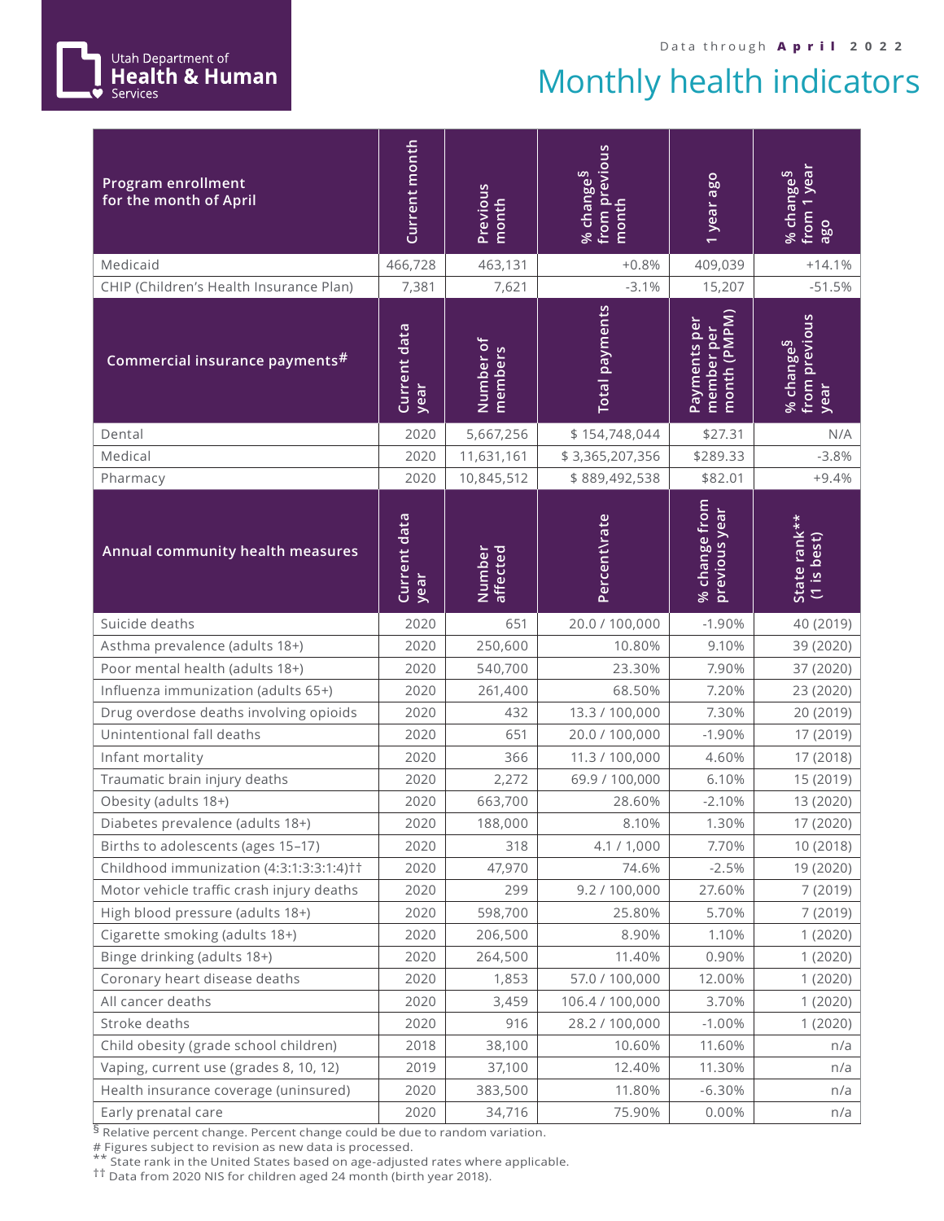Utah Department of Health & Human Services

Data through **April 2022**

# Monthly health indicators

| Program enrollment for the month of April | Current month | Previous month | % change§ from previous month | 1 year ago | % change§ from 1 year ago |
|---|---|---|---|---|---|
| Medicaid | 466,728 | 463,131 | +0.8% | 409,039 | +14.1% |
| CHIP (Children's Health Insurance Plan) | 7,381 | 7,621 | -3.1% | 15,207 | -51.5% |

| Commercial insurance payments# | Current data year | Number of members | Total payments | Payments per member per month (PMPM) | % change§ from previous year |
|---|---|---|---|---|---|
| Dental | 2020 | 5,667,256 | $ 154,748,044 | $27.31 | N/A |
| Medical | 2020 | 11,631,161 | $ 3,365,207,356 | $289.33 | -3.8% |
| Pharmacy | 2020 | 10,845,512 | $ 889,492,538 | $82.01 | +9.4% |

| Annual community health measures | Current data year | Number affected | Percent/rate | % change from previous year | State rank** (1 is best) |
|---|---|---|---|---|---|
| Suicide deaths | 2020 | 651 | 20.0 / 100,000 | -1.90% | 40 (2019) |
| Asthma prevalence (adults 18+) | 2020 | 250,600 | 10.80% | 9.10% | 39 (2020) |
| Poor mental health (adults 18+) | 2020 | 540,700 | 23.30% | 7.90% | 37 (2020) |
| Influenza immunization (adults 65+) | 2020 | 261,400 | 68.50% | 7.20% | 23 (2020) |
| Drug overdose deaths involving opioids | 2020 | 432 | 13.3 / 100,000 | 7.30% | 20 (2019) |
| Unintentional fall deaths | 2020 | 651 | 20.0 / 100,000 | -1.90% | 17 (2019) |
| Infant mortality | 2020 | 366 | 11.3 / 100,000 | 4.60% | 17 (2018) |
| Traumatic brain injury deaths | 2020 | 2,272 | 69.9 / 100,000 | 6.10% | 15 (2019) |
| Obesity (adults 18+) | 2020 | 663,700 | 28.60% | -2.10% | 13 (2020) |
| Diabetes prevalence (adults 18+) | 2020 | 188,000 | 8.10% | 1.30% | 17 (2020) |
| Births to adolescents (ages 15–17) | 2020 | 318 | 4.1 / 1,000 | 7.70% | 10 (2018) |
| Childhood immunization (4:3:1:3:3:1:4)†† | 2020 | 47,970 | 74.6% | -2.5% | 19 (2020) |
| Motor vehicle traffic crash injury deaths | 2020 | 299 | 9.2 / 100,000 | 27.60% | 7 (2019) |
| High blood pressure (adults 18+) | 2020 | 598,700 | 25.80% | 5.70% | 7 (2019) |
| Cigarette smoking (adults 18+) | 2020 | 206,500 | 8.90% | 1.10% | 1 (2020) |
| Binge drinking (adults 18+) | 2020 | 264,500 | 11.40% | 0.90% | 1 (2020) |
| Coronary heart disease deaths | 2020 | 1,853 | 57.0 / 100,000 | 12.00% | 1 (2020) |
| All cancer deaths | 2020 | 3,459 | 106.4 / 100,000 | 3.70% | 1 (2020) |
| Stroke deaths | 2020 | 916 | 28.2 / 100,000 | -1.00% | 1 (2020) |
| Child obesity (grade school children) | 2018 | 38,100 | 10.60% | 11.60% | n/a |
| Vaping, current use (grades 8, 10, 12) | 2019 | 37,100 | 12.40% | 11.30% | n/a |
| Health insurance coverage (uninsured) | 2020 | 383,500 | 11.80% | -6.30% | n/a |
| Early prenatal care | 2020 | 34,716 | 75.90% | 0.00% | n/a |

§ Relative percent change. Percent change could be due to random variation.
# Figures subject to revision as new data is processed.
** State rank in the United States based on age-adjusted rates where applicable.
†† Data from 2020 NIS for children aged 24 month (birth year 2018).